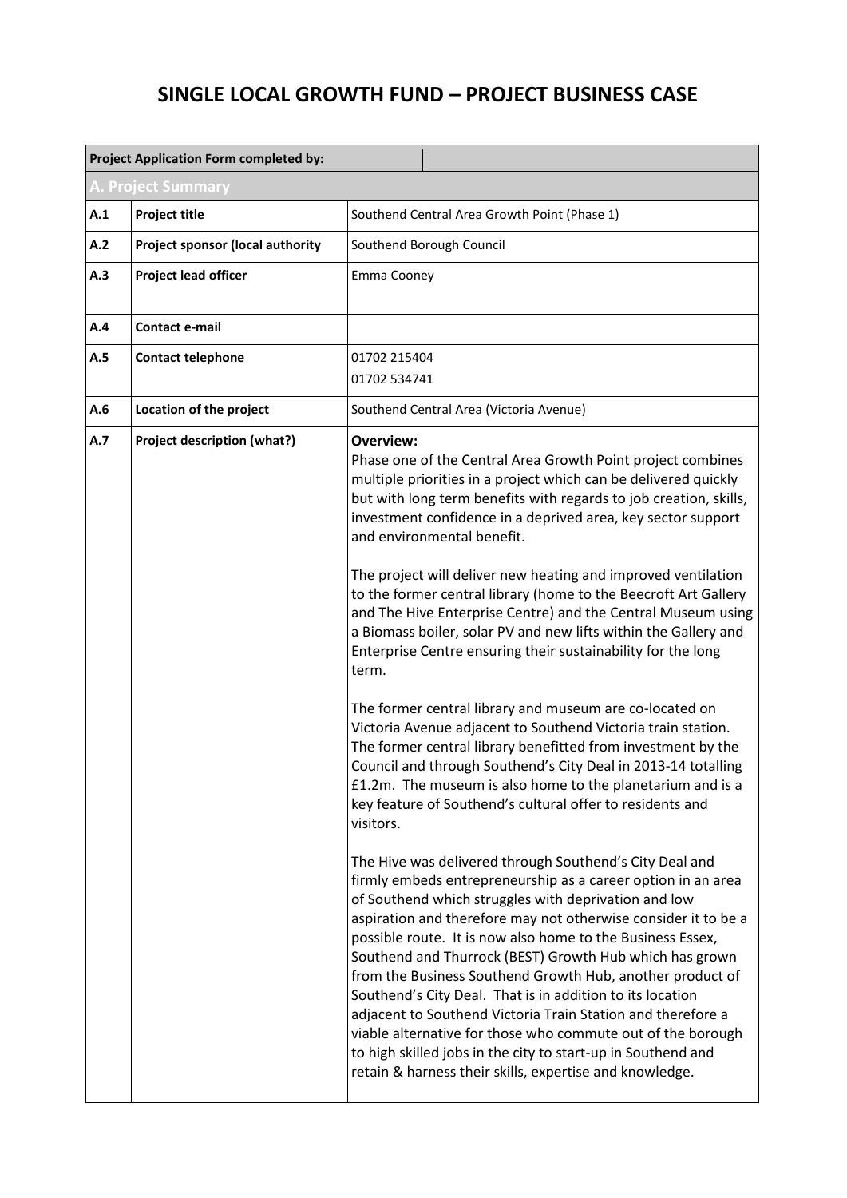# SINGLE LOCAL GROWTH FUND – PROJECT BUSINESS CASE

| **Project Application Form completed by:** | | |
|---|---|---|
| **A. Project Summary** | | |
| **A.1** | **Project title** | Southend Central Area Growth Point (Phase 1) |
| **A.2** | **Project sponsor (local authority** | Southend Borough Council |
| **A.3** | **Project lead officer** | Emma Cooney |
| **A.4** | **Contact e-mail** | |
| **A.5** | **Contact telephone** | 01702 215404<br>01702 534741 |
| **A.6** | **Location of the project** | Southend Central Area (Victoria Avenue) |
| **A.7** | **Project description (what?)** | **Overview:**<br>Phase one of the Central Area Growth Point project combines multiple priorities in a project which can be delivered quickly but with long term benefits with regards to job creation, skills, investment confidence in a deprived area, key sector support and environmental benefit.<br><br>The project will deliver new heating and improved ventilation to the former central library (home to the Beecroft Art Gallery and The Hive Enterprise Centre) and the Central Museum using a Biomass boiler, solar PV and new lifts within the Gallery and Enterprise Centre ensuring their sustainability for the long term.<br><br>The former central library and museum are co-located on Victoria Avenue adjacent to Southend Victoria train station. The former central library benefitted from investment by the Council and through Southend's City Deal in 2013-14 totalling £1.2m. The museum is also home to the planetarium and is a key feature of Southend's cultural offer to residents and visitors.<br><br>The Hive was delivered through Southend's City Deal and firmly embeds entrepreneurship as a career option in an area of Southend which struggles with deprivation and low aspiration and therefore may not otherwise consider it to be a possible route. It is now also home to the Business Essex, Southend and Thurrock (BEST) Growth Hub which has grown from the Business Southend Growth Hub, another product of Southend's City Deal. That is in addition to its location adjacent to Southend Victoria Train Station and therefore a viable alternative for those who commute out of the borough to high skilled jobs in the city to start-up in Southend and retain & harness their skills, expertise and knowledge. |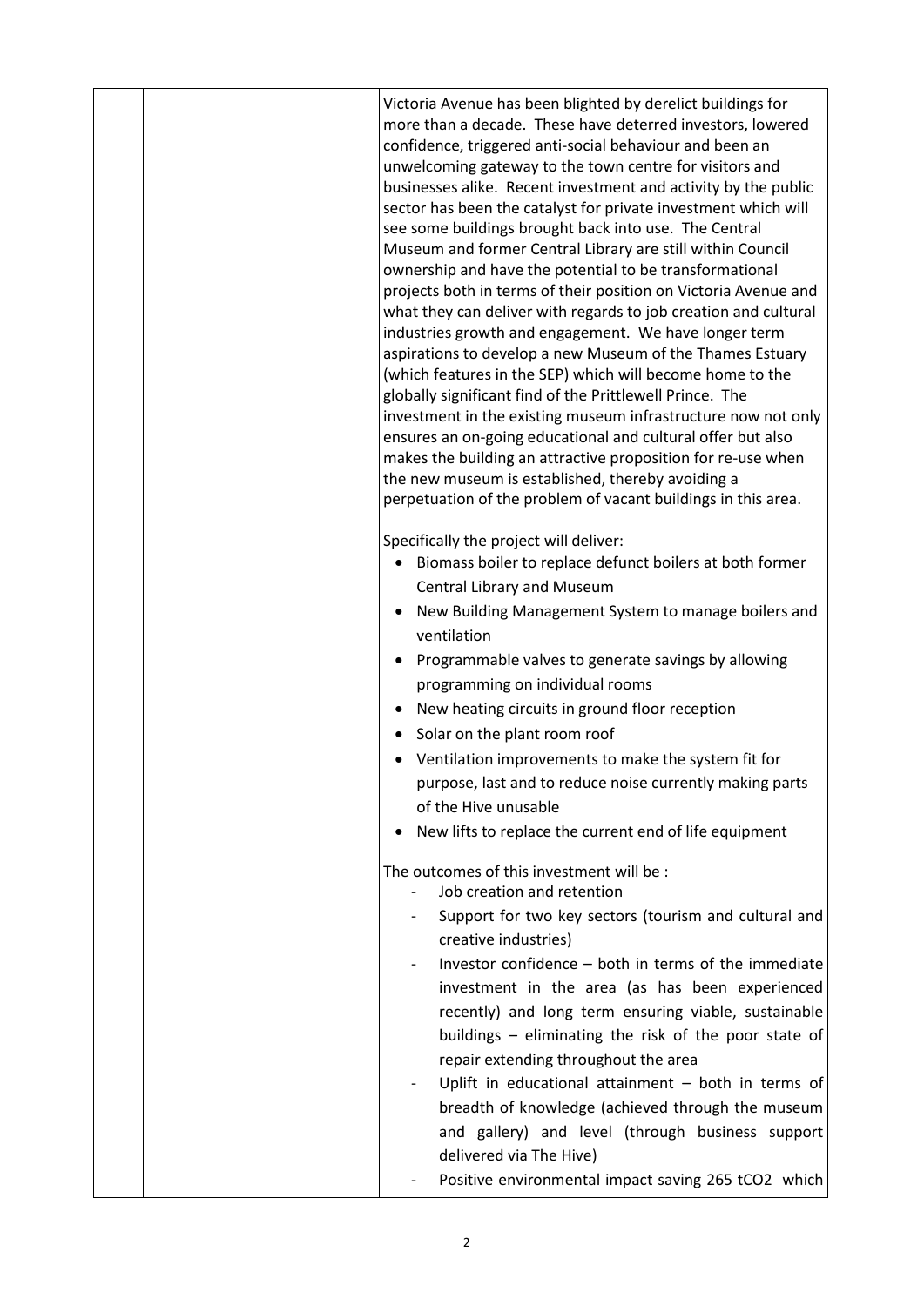Victoria Avenue has been blighted by derelict buildings for more than a decade. These have deterred investors, lowered confidence, triggered anti-social behaviour and been an unwelcoming gateway to the town centre for visitors and businesses alike. Recent investment and activity by the public sector has been the catalyst for private investment which will see some buildings brought back into use. The Central Museum and former Central Library are still within Council ownership and have the potential to be transformational projects both in terms of their position on Victoria Avenue and what they can deliver with regards to job creation and cultural industries growth and engagement. We have longer term aspirations to develop a new Museum of the Thames Estuary (which features in the SEP) which will become home to the globally significant find of the Prittlewell Prince. The investment in the existing museum infrastructure now not only ensures an on-going educational and cultural offer but also makes the building an attractive proposition for re-use when the new museum is established, thereby avoiding a perpetuation of the problem of vacant buildings in this area.

Specifically the project will deliver:

- Biomass boiler to replace defunct boilers at both former Central Library and Museum
- New Building Management System to manage boilers and ventilation
- Programmable valves to generate savings by allowing programming on individual rooms
- New heating circuits in ground floor reception
- Solar on the plant room roof
- Ventilation improvements to make the system fit for purpose, last and to reduce noise currently making parts of the Hive unusable
- New lifts to replace the current end of life equipment

The outcomes of this investment will be :

- Job creation and retention
- Support for two key sectors (tourism and cultural and creative industries)
- Investor confidence – both in terms of the immediate investment in the area (as has been experienced recently) and long term ensuring viable, sustainable buildings – eliminating the risk of the poor state of repair extending throughout the area
- Uplift in educational attainment – both in terms of breadth of knowledge (achieved through the museum and gallery) and level (through business support delivered via The Hive)
- Positive environmental impact saving 265 $tCO_2$ which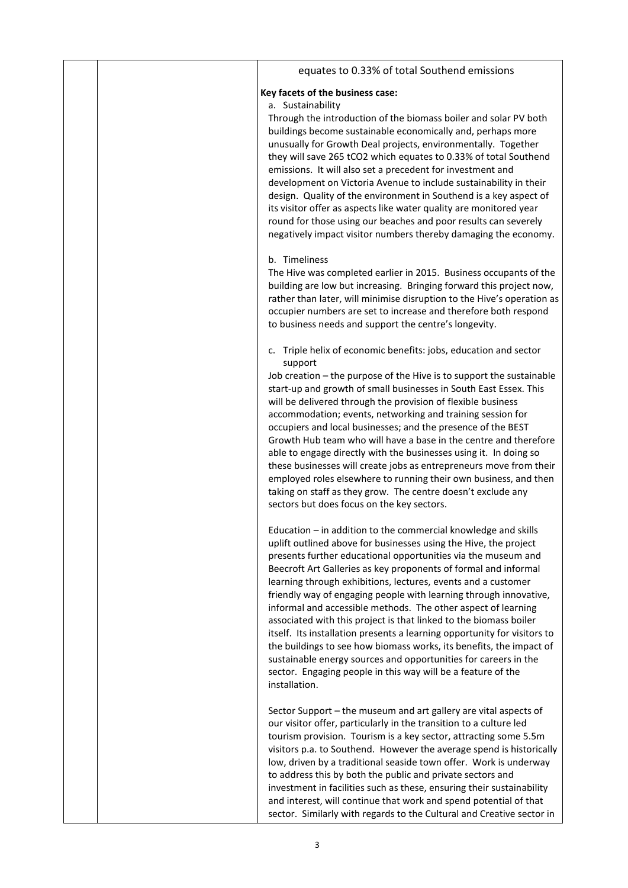| | | |
|---|---|---|
| | | equates to 0.33% of total Southend emissions<br><br>**Key facets of the business case:**<br><br>a. Sustainability<br><br>Through the introduction of the biomass boiler and solar PV both buildings become sustainable economically and, perhaps more unusually for Growth Deal projects, environmentally. Together they will save 265 $tCO_2$ which equates to 0.33% of total Southend emissions. It will also set a precedent for investment and development on Victoria Avenue to include sustainability in their design. Quality of the environment in Southend is a key aspect of its visitor offer as aspects like water quality are monitored year round for those using our beaches and poor results can severely negatively impact visitor numbers thereby damaging the economy.<br><br>b. Timeliness<br><br>The Hive was completed earlier in 2015. Business occupants of the building are low but increasing. Bringing forward this project now, rather than later, will minimise disruption to the Hive's operation as occupier numbers are set to increase and therefore both respond to business needs and support the centre's longevity.<br><br>c. Triple helix of economic benefits: jobs, education and sector support<br><br>Job creation – the purpose of the Hive is to support the sustainable start-up and growth of small businesses in South East Essex. This will be delivered through the provision of flexible business accommodation; events, networking and training session for occupiers and local businesses; and the presence of the BEST Growth Hub team who will have a base in the centre and therefore able to engage directly with the businesses using it. In doing so these businesses will create jobs as entrepreneurs move from their employed roles elsewhere to running their own business, and then taking on staff as they grow. The centre doesn't exclude any sectors but does focus on the key sectors.<br><br>Education – in addition to the commercial knowledge and skills uplift outlined above for businesses using the Hive, the project presents further educational opportunities via the museum and Beecroft Art Galleries as key proponents of formal and informal learning through exhibitions, lectures, events and a customer friendly way of engaging people with learning through innovative, informal and accessible methods. The other aspect of learning associated with this project is that linked to the biomass boiler itself. Its installation presents a learning opportunity for visitors to the buildings to see how biomass works, its benefits, the impact of sustainable energy sources and opportunities for careers in the sector. Engaging people in this way will be a feature of the installation.<br><br>Sector Support – the museum and art gallery are vital aspects of our visitor offer, particularly in the transition to a culture led tourism provision. Tourism is a key sector, attracting some 5.5m visitors p.a. to Southend. However the average spend is historically low, driven by a traditional seaside town offer. Work is underway to address this by both the public and private sectors and investment in facilities such as these, ensuring their sustainability and interest, will continue that work and spend potential of that sector. Similarly with regards to the Cultural and Creative sector in |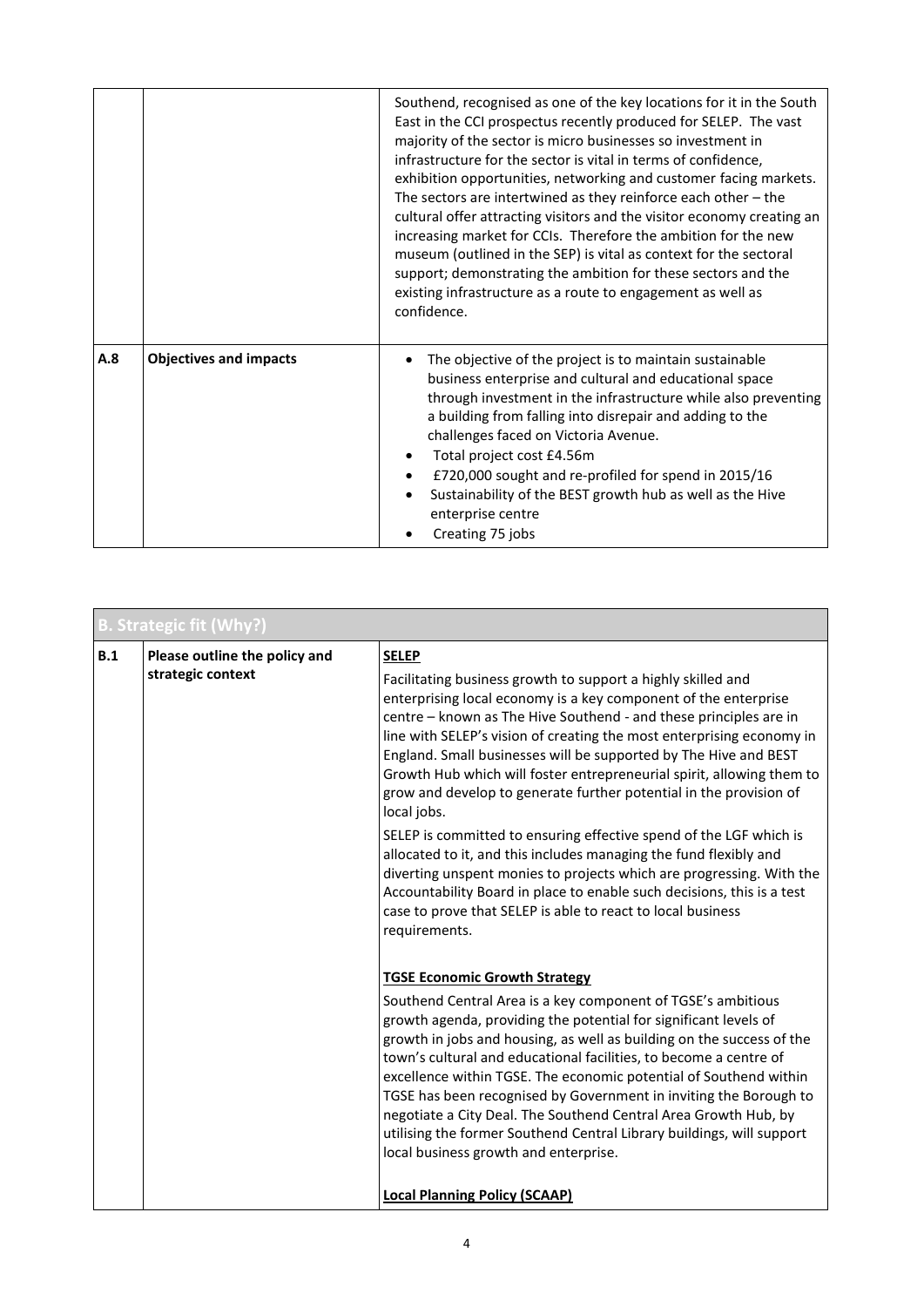| | | |
|---|---|---|
| | | Southend, recognised as one of the key locations for it in the South East in the CCI prospectus recently produced for SELEP. The vast majority of the sector is micro businesses so investment in infrastructure for the sector is vital in terms of confidence, exhibition opportunities, networking and customer facing markets. The sectors are intertwined as they reinforce each other – the cultural offer attracting visitors and the visitor economy creating an increasing market for CCIs. Therefore the ambition for the new museum (outlined in the SEP) is vital as context for the sectoral support; demonstrating the ambition for these sectors and the existing infrastructure as a route to engagement as well as confidence. |
| **A.8** | **Objectives and impacts** | • The objective of the project is to maintain sustainable business enterprise and cultural and educational space through investment in the infrastructure while also preventing a building from falling into disrepair and adding to the challenges faced on Victoria Avenue.<br>• Total project cost £4.56m<br>• £720,000 sought and re-profiled for spend in 2015/16<br>• Sustainability of the BEST growth hub as well as the Hive enterprise centre<br>• Creating 75 jobs |

| **B. Strategic fit (Why?)** | | |
|---|---|---|
| **B.1** | **Please outline the policy and strategic context** | **SELEP**<br>Facilitating business growth to support a highly skilled and enterprising local economy is a key component of the enterprise centre – known as The Hive Southend - and these principles are in line with SELEP's vision of creating the most enterprising economy in England. Small businesses will be supported by The Hive and BEST Growth Hub which will foster entrepreneurial spirit, allowing them to grow and develop to generate further potential in the provision of local jobs.<br>SELEP is committed to ensuring effective spend of the LGF which is allocated to it, and this includes managing the fund flexibly and diverting unspent monies to projects which are progressing. With the Accountability Board in place to enable such decisions, this is a test case to prove that SELEP is able to react to local business requirements.<br><br>**TGSE Economic Growth Strategy**<br>Southend Central Area is a key component of TGSE's ambitious growth agenda, providing the potential for significant levels of growth in jobs and housing, as well as building on the success of the town's cultural and educational facilities, to become a centre of excellence within TGSE. The economic potential of Southend within TGSE has been recognised by Government in inviting the Borough to negotiate a City Deal. The Southend Central Area Growth Hub, by utilising the former Southend Central Library buildings, will support local business growth and enterprise.<br><br>**Local Planning Policy (SCAAP)** |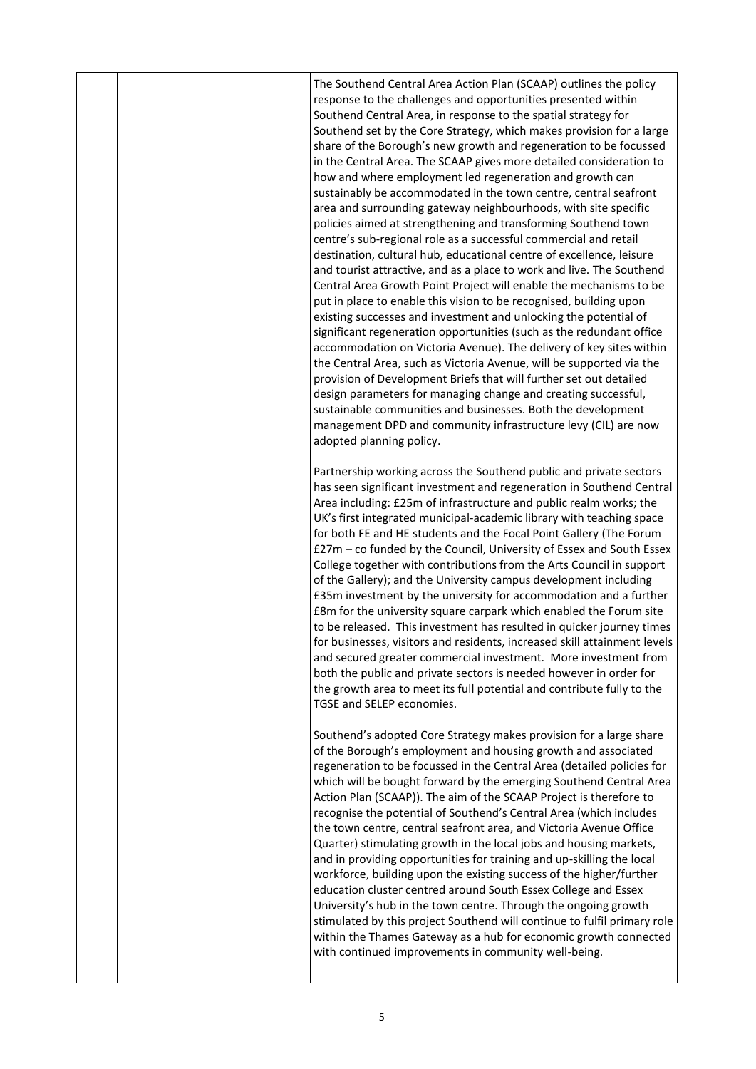The Southend Central Area Action Plan (SCAAP) outlines the policy response to the challenges and opportunities presented within Southend Central Area, in response to the spatial strategy for Southend set by the Core Strategy, which makes provision for a large share of the Borough's new growth and regeneration to be focussed in the Central Area. The SCAAP gives more detailed consideration to how and where employment led regeneration and growth can sustainably be accommodated in the town centre, central seafront area and surrounding gateway neighbourhoods, with site specific policies aimed at strengthening and transforming Southend town centre's sub-regional role as a successful commercial and retail destination, cultural hub, educational centre of excellence, leisure and tourist attractive, and as a place to work and live. The Southend Central Area Growth Point Project will enable the mechanisms to be put in place to enable this vision to be recognised, building upon existing successes and investment and unlocking the potential of significant regeneration opportunities (such as the redundant office accommodation on Victoria Avenue). The delivery of key sites within the Central Area, such as Victoria Avenue, will be supported via the provision of Development Briefs that will further set out detailed design parameters for managing change and creating successful, sustainable communities and businesses. Both the development management DPD and community infrastructure levy (CIL) are now adopted planning policy.

Partnership working across the Southend public and private sectors has seen significant investment and regeneration in Southend Central Area including: £25m of infrastructure and public realm works; the UK's first integrated municipal-academic library with teaching space for both FE and HE students and the Focal Point Gallery (The Forum £27m – co funded by the Council, University of Essex and South Essex College together with contributions from the Arts Council in support of the Gallery); and the University campus development including £35m investment by the university for accommodation and a further £8m for the university square carpark which enabled the Forum site to be released. This investment has resulted in quicker journey times for businesses, visitors and residents, increased skill attainment levels and secured greater commercial investment. More investment from both the public and private sectors is needed however in order for the growth area to meet its full potential and contribute fully to the TGSE and SELEP economies.

Southend's adopted Core Strategy makes provision for a large share of the Borough's employment and housing growth and associated regeneration to be focussed in the Central Area (detailed policies for which will be bought forward by the emerging Southend Central Area Action Plan (SCAAP)). The aim of the SCAAP Project is therefore to recognise the potential of Southend's Central Area (which includes the town centre, central seafront area, and Victoria Avenue Office Quarter) stimulating growth in the local jobs and housing markets, and in providing opportunities for training and up-skilling the local workforce, building upon the existing success of the higher/further education cluster centred around South Essex College and Essex University's hub in the town centre. Through the ongoing growth stimulated by this project Southend will continue to fulfil primary role within the Thames Gateway as a hub for economic growth connected with continued improvements in community well-being.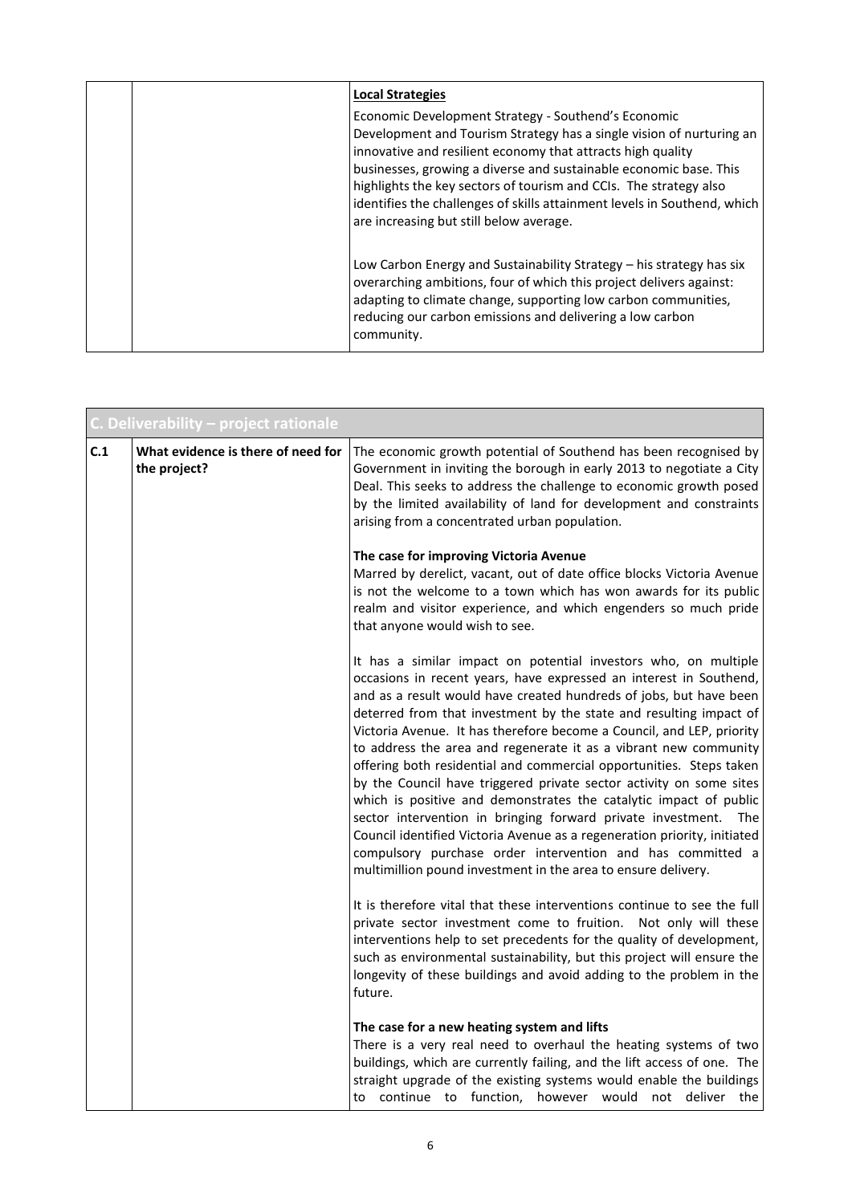| | | **Local Strategies**<br><br>Economic Development Strategy - Southend's Economic Development and Tourism Strategy has a single vision of nurturing an innovative and resilient economy that attracts high quality businesses, growing a diverse and sustainable economic base. This highlights the key sectors of tourism and CCIs. The strategy also identifies the challenges of skills attainment levels in Southend, which are increasing but still below average.<br><br>Low Carbon Energy and Sustainability Strategy – his strategy has six overarching ambitions, four of which this project delivers against: adapting to climate change, supporting low carbon communities, reducing our carbon emissions and delivering a low carbon community. |
|---|---|---|

| **C. Deliverability – project rationale** | | |
|---|---|---|
| **C.1** | **What evidence is there of need for the project?** | The economic growth potential of Southend has been recognised by Government in inviting the borough in early 2013 to negotiate a City Deal. This seeks to address the challenge to economic growth posed by the limited availability of land for development and constraints arising from a concentrated urban population.<br><br>**The case for improving Victoria Avenue**<br>Marred by derelict, vacant, out of date office blocks Victoria Avenue is not the welcome to a town which has won awards for its public realm and visitor experience, and which engenders so much pride that anyone would wish to see.<br><br>It has a similar impact on potential investors who, on multiple occasions in recent years, have expressed an interest in Southend, and as a result would have created hundreds of jobs, but have been deterred from that investment by the state and resulting impact of Victoria Avenue. It has therefore become a Council, and LEP, priority to address the area and regenerate it as a vibrant new community offering both residential and commercial opportunities. Steps taken by the Council have triggered private sector activity on some sites which is positive and demonstrates the catalytic impact of public sector intervention in bringing forward private investment. The Council identified Victoria Avenue as a regeneration priority, initiated compulsory purchase order intervention and has committed a multimillion pound investment in the area to ensure delivery.<br><br>It is therefore vital that these interventions continue to see the full private sector investment come to fruition. Not only will these interventions help to set precedents for the quality of development, such as environmental sustainability, but this project will ensure the longevity of these buildings and avoid adding to the problem in the future.<br><br>**The case for a new heating system and lifts**<br>There is a very real need to overhaul the heating systems of two buildings, which are currently failing, and the lift access of one. The straight upgrade of the existing systems would enable the buildings to continue to function, however would not deliver the |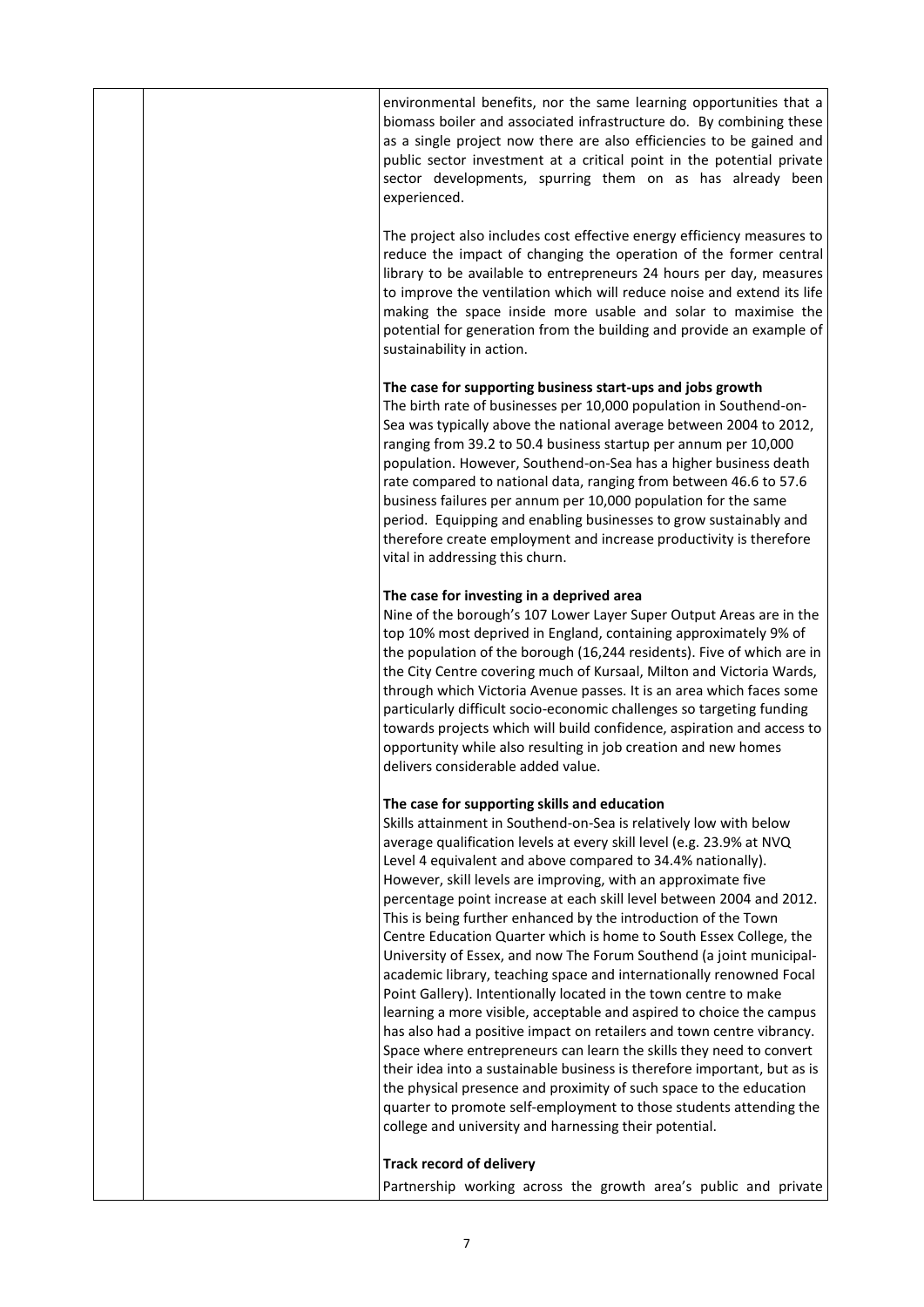environmental benefits, nor the same learning opportunities that a biomass boiler and associated infrastructure do. By combining these as a single project now there are also efficiencies to be gained and public sector investment at a critical point in the potential private sector developments, spurring them on as has already been experienced.

The project also includes cost effective energy efficiency measures to reduce the impact of changing the operation of the former central library to be available to entrepreneurs 24 hours per day, measures to improve the ventilation which will reduce noise and extend its life making the space inside more usable and solar to maximise the potential for generation from the building and provide an example of sustainability in action.

**The case for supporting business start-ups and jobs growth**

The birth rate of businesses per 10,000 population in Southend-on-Sea was typically above the national average between 2004 to 2012, ranging from 39.2 to 50.4 business startup per annum per 10,000 population. However, Southend-on-Sea has a higher business death rate compared to national data, ranging from between 46.6 to 57.6 business failures per annum per 10,000 population for the same period. Equipping and enabling businesses to grow sustainably and therefore create employment and increase productivity is therefore vital in addressing this churn.

**The case for investing in a deprived area**

Nine of the borough's 107 Lower Layer Super Output Areas are in the top 10% most deprived in England, containing approximately 9% of the population of the borough (16,244 residents). Five of which are in the City Centre covering much of Kursaal, Milton and Victoria Wards, through which Victoria Avenue passes. It is an area which faces some particularly difficult socio-economic challenges so targeting funding towards projects which will build confidence, aspiration and access to opportunity while also resulting in job creation and new homes delivers considerable added value.

**The case for supporting skills and education**

Skills attainment in Southend-on-Sea is relatively low with below average qualification levels at every skill level (e.g. 23.9% at NVQ Level 4 equivalent and above compared to 34.4% nationally). However, skill levels are improving, with an approximate five percentage point increase at each skill level between 2004 and 2012. This is being further enhanced by the introduction of the Town Centre Education Quarter which is home to South Essex College, the University of Essex, and now The Forum Southend (a joint municipal-academic library, teaching space and internationally renowned Focal Point Gallery). Intentionally located in the town centre to make learning a more visible, acceptable and aspired to choice the campus has also had a positive impact on retailers and town centre vibrancy. Space where entrepreneurs can learn the skills they need to convert their idea into a sustainable business is therefore important, but as is the physical presence and proximity of such space to the education quarter to promote self-employment to those students attending the college and university and harnessing their potential.

**Track record of delivery**

Partnership working across the growth area's public and private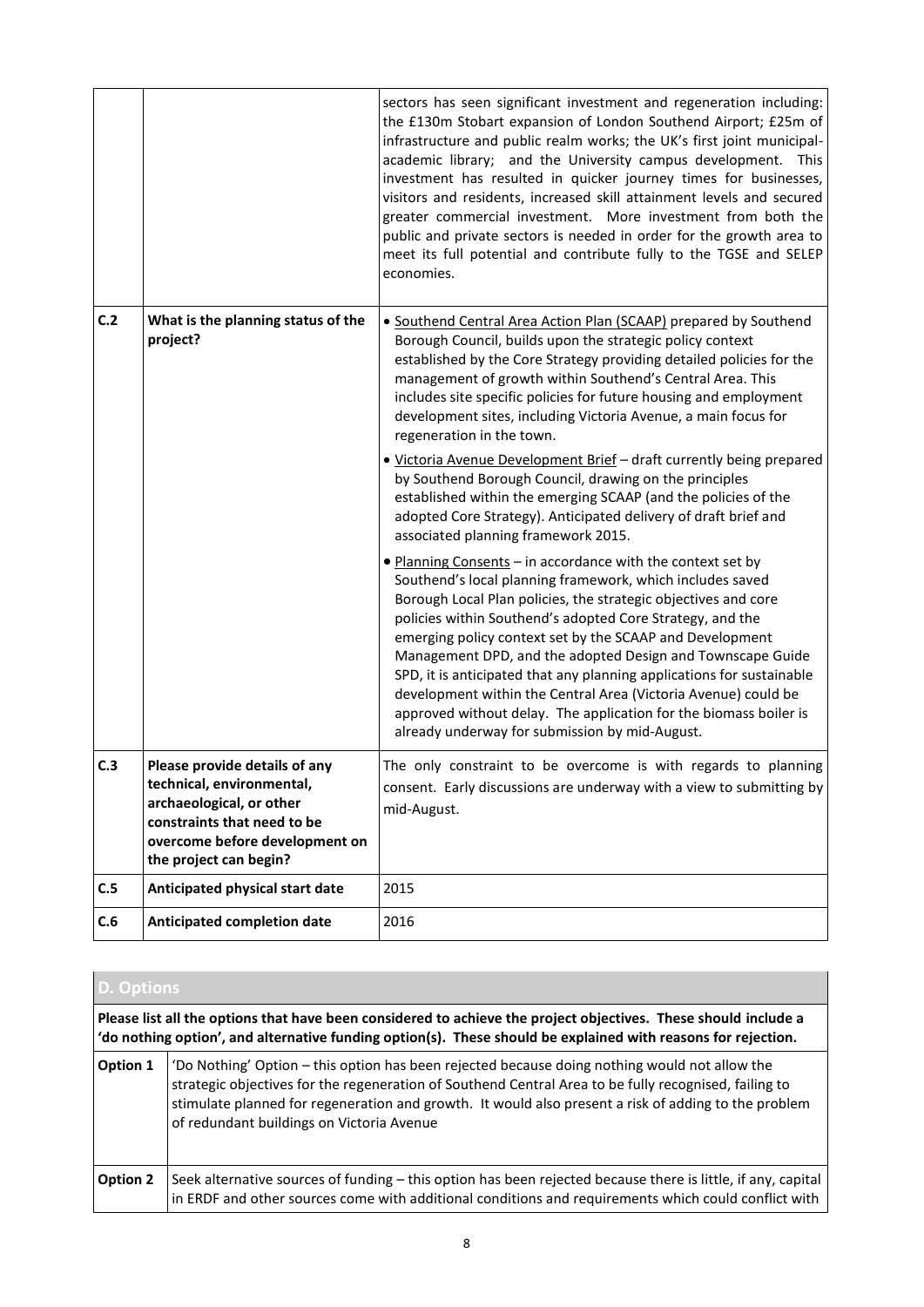| | | |
|---|---|---|
| | | sectors has seen significant investment and regeneration including: the £130m Stobart expansion of London Southend Airport; £25m of infrastructure and public realm works; the UK's first joint municipal-academic library; and the University campus development. This investment has resulted in quicker journey times for businesses, visitors and residents, increased skill attainment levels and secured greater commercial investment. More investment from both the public and private sectors is needed in order for the growth area to meet its full potential and contribute fully to the TGSE and SELEP economies. |
| **C.2** | **What is the planning status of the project?** | • Southend Central Area Action Plan (SCAAP) prepared by Southend Borough Council, builds upon the strategic policy context established by the Core Strategy providing detailed policies for the management of growth within Southend's Central Area. This includes site specific policies for future housing and employment development sites, including Victoria Avenue, a main focus for regeneration in the town.<br>• Victoria Avenue Development Brief – draft currently being prepared by Southend Borough Council, drawing on the principles established within the emerging SCAAP (and the policies of the adopted Core Strategy). Anticipated delivery of draft brief and associated planning framework 2015.<br>• Planning Consents – in accordance with the context set by Southend's local planning framework, which includes saved Borough Local Plan policies, the strategic objectives and core policies within Southend's adopted Core Strategy, and the emerging policy context set by the SCAAP and Development Management DPD, and the adopted Design and Townscape Guide SPD, it is anticipated that any planning applications for sustainable development within the Central Area (Victoria Avenue) could be approved without delay. The application for the biomass boiler is already underway for submission by mid-August. |
| **C.3** | **Please provide details of any technical, environmental, archaeological, or other constraints that need to be overcome before development on the project can begin?** | The only constraint to be overcome is with regards to planning consent. Early discussions are underway with a view to submitting by mid-August. |
| **C.5** | **Anticipated physical start date** | 2015 |
| **C.6** | **Anticipated completion date** | 2016 |

## D. Options

**Please list all the options that have been considered to achieve the project objectives. These should include a 'do nothing option', and alternative funding option(s). These should be explained with reasons for rejection.**

| | |
|---|---|
| **Option 1** | 'Do Nothing' Option – this option has been rejected because doing nothing would not allow the strategic objectives for the regeneration of Southend Central Area to be fully recognised, failing to stimulate planned for regeneration and growth. It would also present a risk of adding to the problem of redundant buildings on Victoria Avenue |
| **Option 2** | Seek alternative sources of funding – this option has been rejected because there is little, if any, capital in ERDF and other sources come with additional conditions and requirements which could conflict with |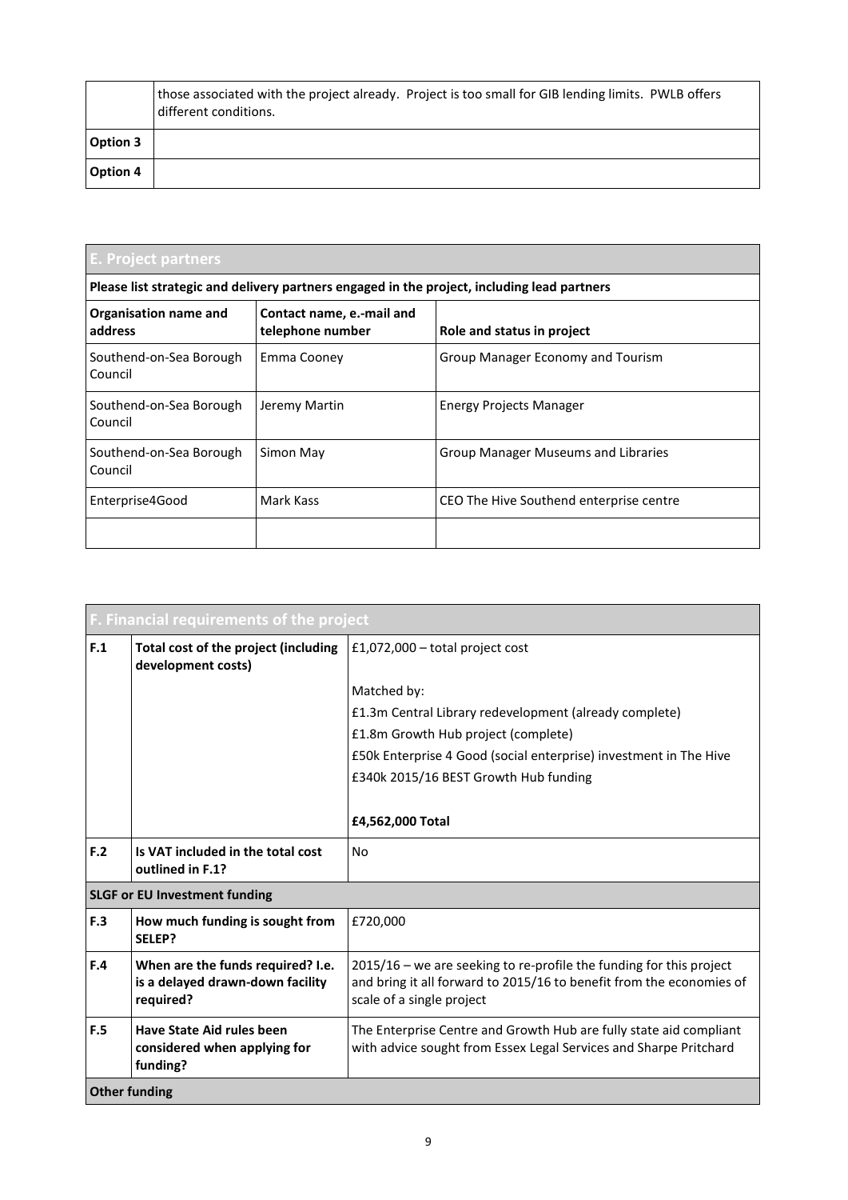| | |
|---|---|
| | those associated with the project already. Project is too small for GIB lending limits. PWLB offers different conditions. |
| **Option 3** | |
| **Option 4** | |

| **E. Project partners** | | |
|---|---|---|
| **Please list strategic and delivery partners engaged in the project, including lead partners** | | |
| **Organisation name and address** | **Contact name, e.-mail and telephone number** | **Role and status in project** |
| Southend-on-Sea Borough Council | Emma Cooney | Group Manager Economy and Tourism |
| Southend-on-Sea Borough Council | Jeremy Martin | Energy Projects Manager |
| Southend-on-Sea Borough Council | Simon May | Group Manager Museums and Libraries |
| Enterprise4Good | Mark Kass | CEO The Hive Southend enterprise centre |
| | | |

| **F. Financial requirements of the project** | | |
|---|---|---|
| **F.1** | **Total cost of the project (including development costs)** | £1,072,000 – total project cost<br><br>Matched by:<br>£1.3m Central Library redevelopment (already complete)<br>£1.8m Growth Hub project (complete)<br>£50k Enterprise 4 Good (social enterprise) investment in The Hive<br>£340k 2015/16 BEST Growth Hub funding<br><br>**£4,562,000 Total** |
| **F.2** | **Is VAT included in the total cost outlined in F.1?** | No |
| **SLGF or EU Investment funding** | | |
| **F.3** | **How much funding is sought from SELEP?** | £720,000 |
| **F.4** | **When are the funds required? I.e. is a delayed drawn-down facility required?** | 2015/16 – we are seeking to re-profile the funding for this project and bring it all forward to 2015/16 to benefit from the economies of scale of a single project |
| **F.5** | **Have State Aid rules been considered when applying for funding?** | The Enterprise Centre and Growth Hub are fully state aid compliant with advice sought from Essex Legal Services and Sharpe Pritchard |
| **Other funding** | | |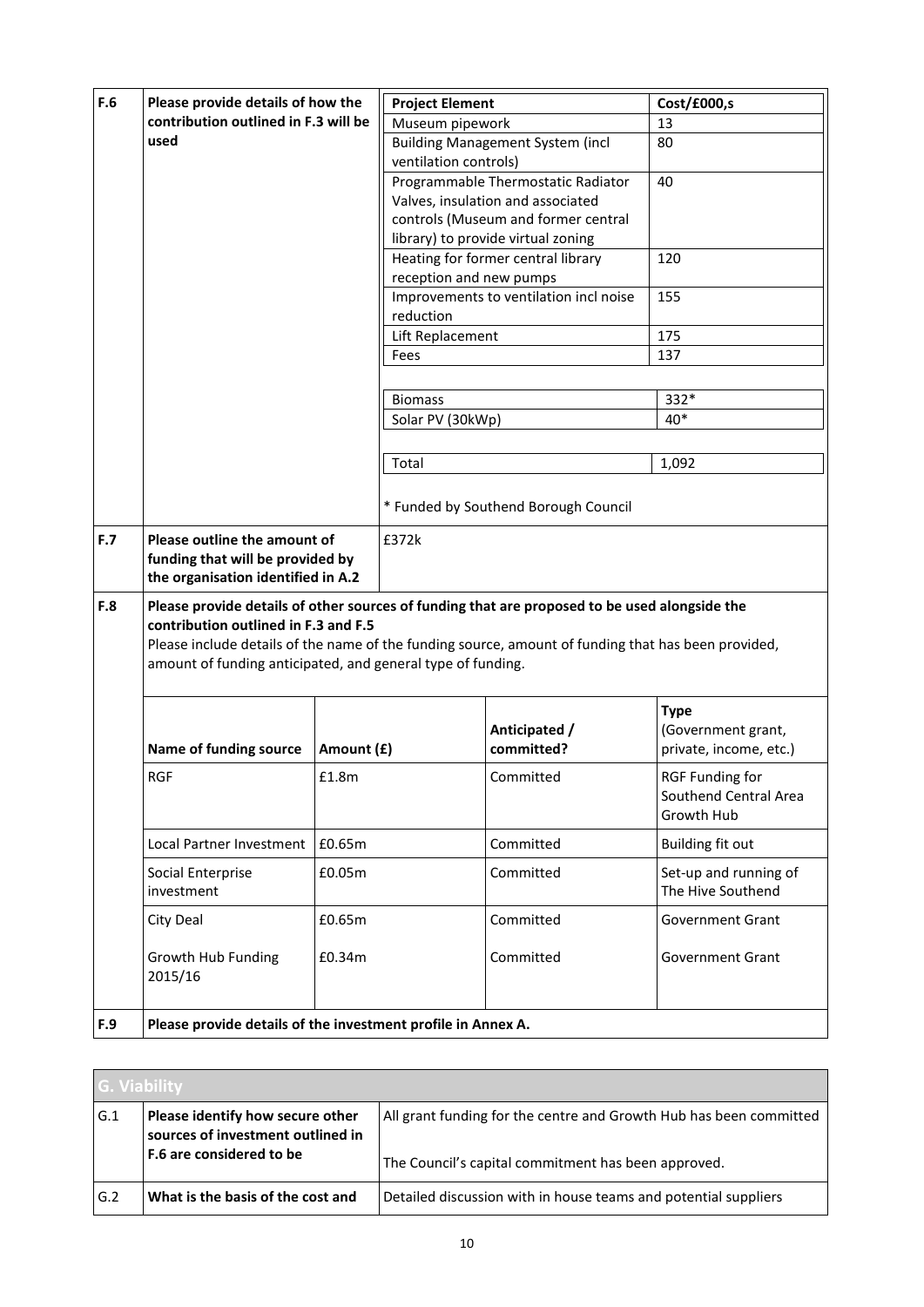| | | | | |
|---|---|---|---|---|
| **F.6** | **Please provide details of how the contribution outlined in F.3 will be used** | | | |

| Project Element | Cost/£000,s |
|---|---|
| Museum pipework | 13 |
| Building Management System (incl ventilation controls) | 80 |
| Programmable Thermostatic Radiator Valves, insulation and associated controls (Museum and former central library) to provide virtual zoning | 40 |
| Heating for former central library reception and new pumps | 120 |
| Improvements to ventilation incl noise reduction | 155 |
| Lift Replacement | 175 |
| Fees | 137 |
| | |
| Biomass | 332* |
| Solar PV (30kWp) | 40* |
| | |
| Total | 1,092 |

\* Funded by Southend Borough Council

| | | |
|---|---|---|
| **F.7** | **Please outline the amount of funding that will be provided by the organisation identified in A.2** | £372k |

**F.8** **Please provide details of other sources of funding that are proposed to be used alongside the contribution outlined in F.3 and F.5**

Please include details of the name of the funding source, amount of funding that has been provided, amount of funding anticipated, and general type of funding.

| Name of funding source | Amount (£) | Anticipated / committed? | Type (Government grant, private, income, etc.) |
|---|---|---|---|
| RGF | £1.8m | Committed | RGF Funding for Southend Central Area Growth Hub |
| Local Partner Investment | £0.65m | Committed | Building fit out |
| Social Enterprise investment | £0.05m | Committed | Set-up and running of The Hive Southend |
| City Deal | £0.65m | Committed | Government Grant |
| Growth Hub Funding 2015/16 | £0.34m | Committed | Government Grant |

**F.9** **Please provide details of the investment profile in Annex A.**

## G. Viability

| | | |
|---|---|---|
| G.1 | **Please identify how secure other sources of investment outlined in F.6 are considered to be** | All grant funding for the centre and Growth Hub has been committed<br><br>The Council's capital commitment has been approved. |
| G.2 | **What is the basis of the cost and** | Detailed discussion with in house teams and potential suppliers |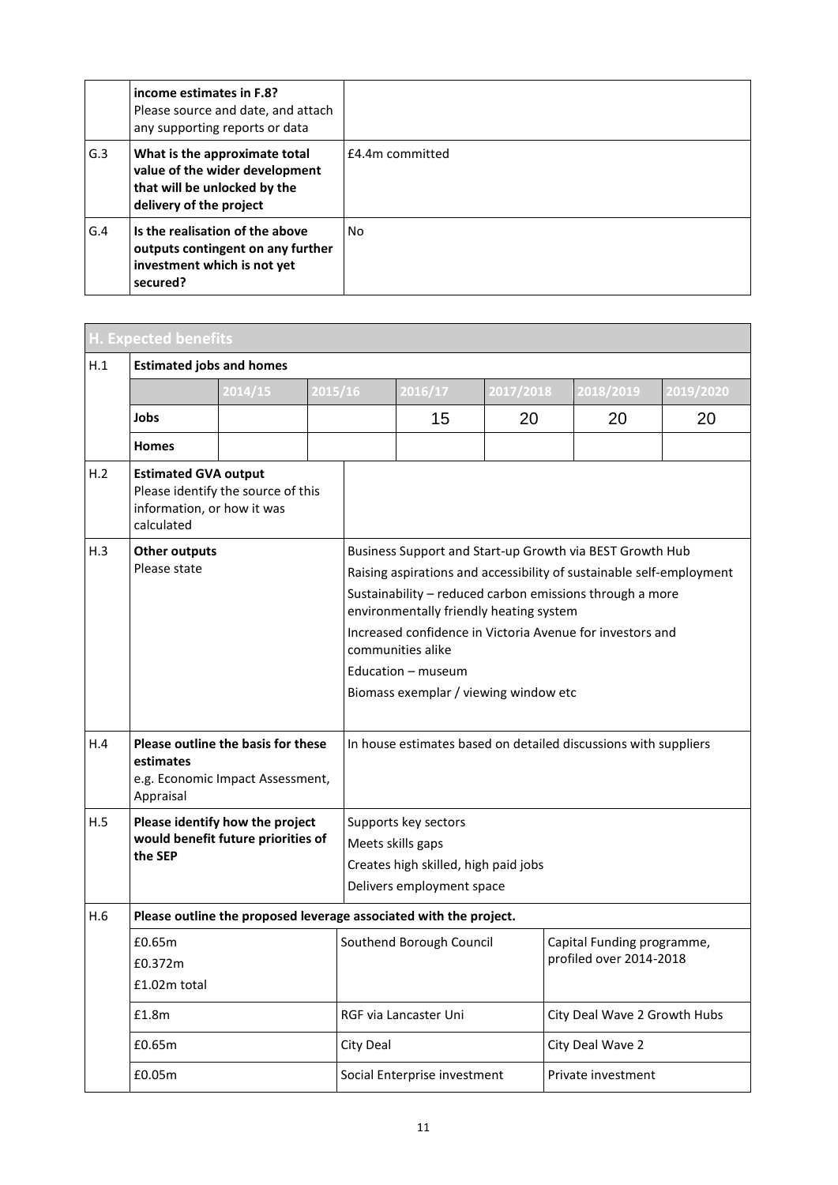| | | |
|---|---|---|
| | **income estimates in F.8?** Please source and date, and attach any supporting reports or data | |
| G.3 | **What is the approximate total value of the wider development that will be unlocked by the delivery of the project** | £4.4m committed |
| G.4 | **Is the realisation of the above outputs contingent on any further investment which is not yet secured?** | No |

## H. Expected benefits

**H.1 Estimated jobs and homes**

| | 2014/15 | 2015/16 | 2016/17 | 2017/2018 | 2018/2019 | 2019/2020 |
|---|---|---|---|---|---|---|
| **Jobs** | | | 15 | 20 | 20 | 20 |
| **Homes** | | | | | | |

| | | |
|---|---|---|
| H.2 | **Estimated GVA output** Please identify the source of this information, or how it was calculated | |
| H.3 | **Other outputs** Please state | Business Support and Start-up Growth via BEST Growth Hub<br>Raising aspirations and accessibility of sustainable self-employment<br>Sustainability – reduced carbon emissions through a more environmentally friendly heating system<br>Increased confidence in Victoria Avenue for investors and communities alike<br>Education – museum<br>Biomass exemplar / viewing window etc |
| H.4 | **Please outline the basis for these estimates** e.g. Economic Impact Assessment, Appraisal | In house estimates based on detailed discussions with suppliers |
| H.5 | **Please identify how the project would benefit future priorities of the SEP** | Supports key sectors<br>Meets skills gaps<br>Creates high skilled, high paid jobs<br>Delivers employment space |

**H.6 Please outline the proposed leverage associated with the project.**

| | | |
|---|---|---|
| £0.65m<br>£0.372m<br>£1.02m total | Southend Borough Council | Capital Funding programme, profiled over 2014-2018 |
| £1.8m | RGF via Lancaster Uni | City Deal Wave 2 Growth Hubs |
| £0.65m | City Deal | City Deal Wave 2 |
| £0.05m | Social Enterprise investment | Private investment |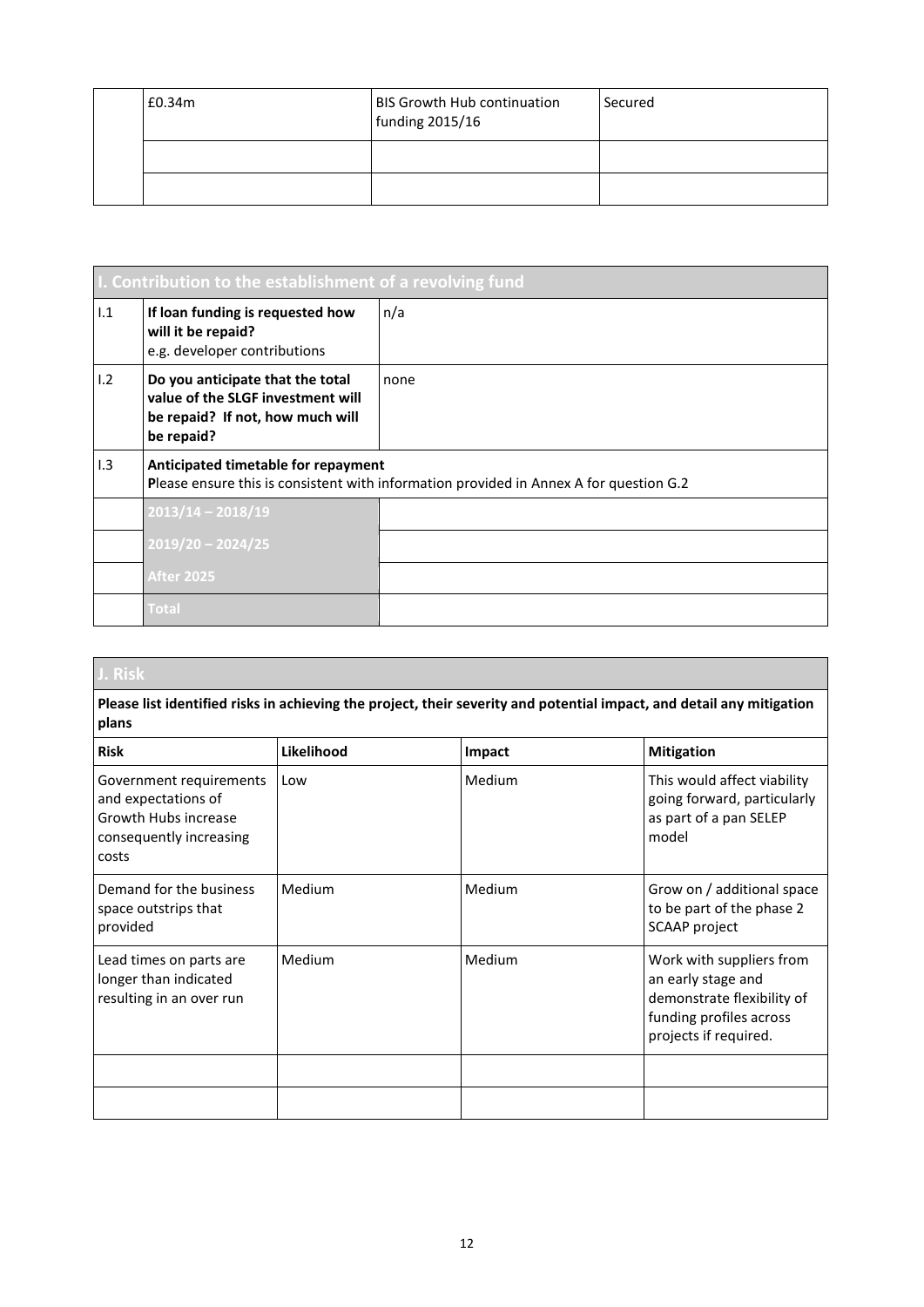| | | | |
|---|---|---|---|
| | £0.34m | BIS Growth Hub continuation funding 2015/16 | Secured |
| | | | |
| | | | |

| I. Contribution to the establishment of a revolving fund | | |
|---|---|---|
| I.1 | **If loan funding is requested how will it be repaid?** e.g. developer contributions | n/a |
| I.2 | **Do you anticipate that the total value of the SLGF investment will be repaid? If not, how much will be repaid?** | none |
| I.3 | **Anticipated timetable for repayment** Please ensure this is consistent with information provided in Annex A for question G.2 | |
| | 2013/14 – 2018/19 | |
| | 2019/20 – 2024/25 | |
| | After 2025 | |
| | Total | |

## J. Risk

**Please list identified risks in achieving the project, their severity and potential impact, and detail any mitigation plans**

| Risk | Likelihood | Impact | Mitigation |
|---|---|---|---|
| Government requirements and expectations of Growth Hubs increase consequently increasing costs | Low | Medium | This would affect viability going forward, particularly as part of a pan SELEP model |
| Demand for the business space outstrips that provided | Medium | Medium | Grow on / additional space to be part of the phase 2 SCAAP project |
| Lead times on parts are longer than indicated resulting in an over run | Medium | Medium | Work with suppliers from an early stage and demonstrate flexibility of funding profiles across projects if required. |
| | | | |
| | | | |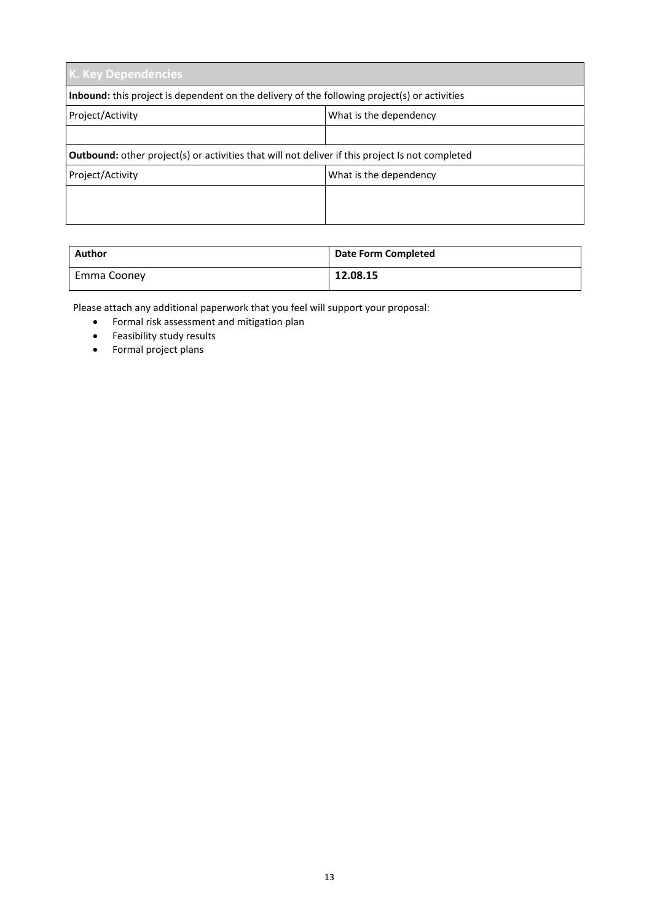| K. Key Dependencies | |
|---|---|
| **Inbound:** this project is dependent on the delivery of the following project(s) or activities | |
| Project/Activity | What is the dependency |
| | |
| **Outbound:** other project(s) or activities that will not deliver if this project Is not completed | |
| Project/Activity | What is the dependency |
| | |

| **Author** | **Date Form Completed** |
|---|---|
| Emma Cooney | **12.08.15** |

Please attach any additional paperwork that you feel will support your proposal:

- Formal risk assessment and mitigation plan
- Feasibility study results
- Formal project plans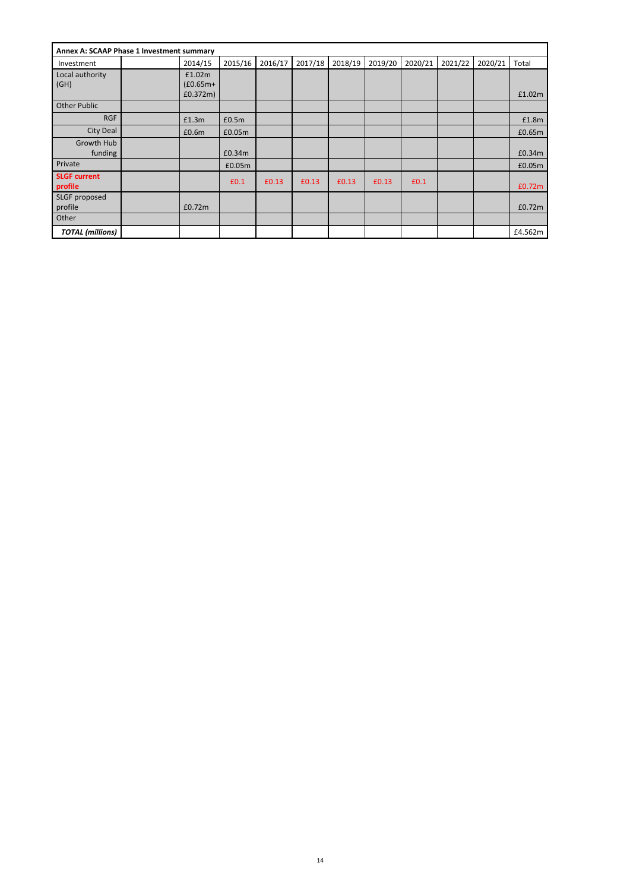| Annex A: SCAAP Phase 1 Investment summary | | | | | | | | | | | |
|---|---|---|---|---|---|---|---|---|---|---|---|
| Investment | | 2014/15 | 2015/16 | 2016/17 | 2017/18 | 2018/19 | 2019/20 | 2020/21 | 2021/22 | 2020/21 | Total |
| Local authority (GH) | | £1.02m (£0.65m+ £0.372m) | | | | | | | | | £1.02m |
| Other Public | | | | | | | | | | | |
| RGF | | £1.3m | £0.5m | | | | | | | | £1.8m |
| City Deal | | £0.6m | £0.05m | | | | | | | | £0.65m |
| Growth Hub funding | | | £0.34m | | | | | | | | £0.34m |
| Private | | | £0.05m | | | | | | | | £0.05m |
| **SLGF current profile** | | | £0.1 | £0.13 | £0.13 | £0.13 | £0.13 | £0.1 | | | £0.72m |
| SLGF proposed profile | | £0.72m | | | | | | | | | £0.72m |
| Other | | | | | | | | | | | |
| ***TOTAL (millions)*** | | | | | | | | | | | £4.562m |